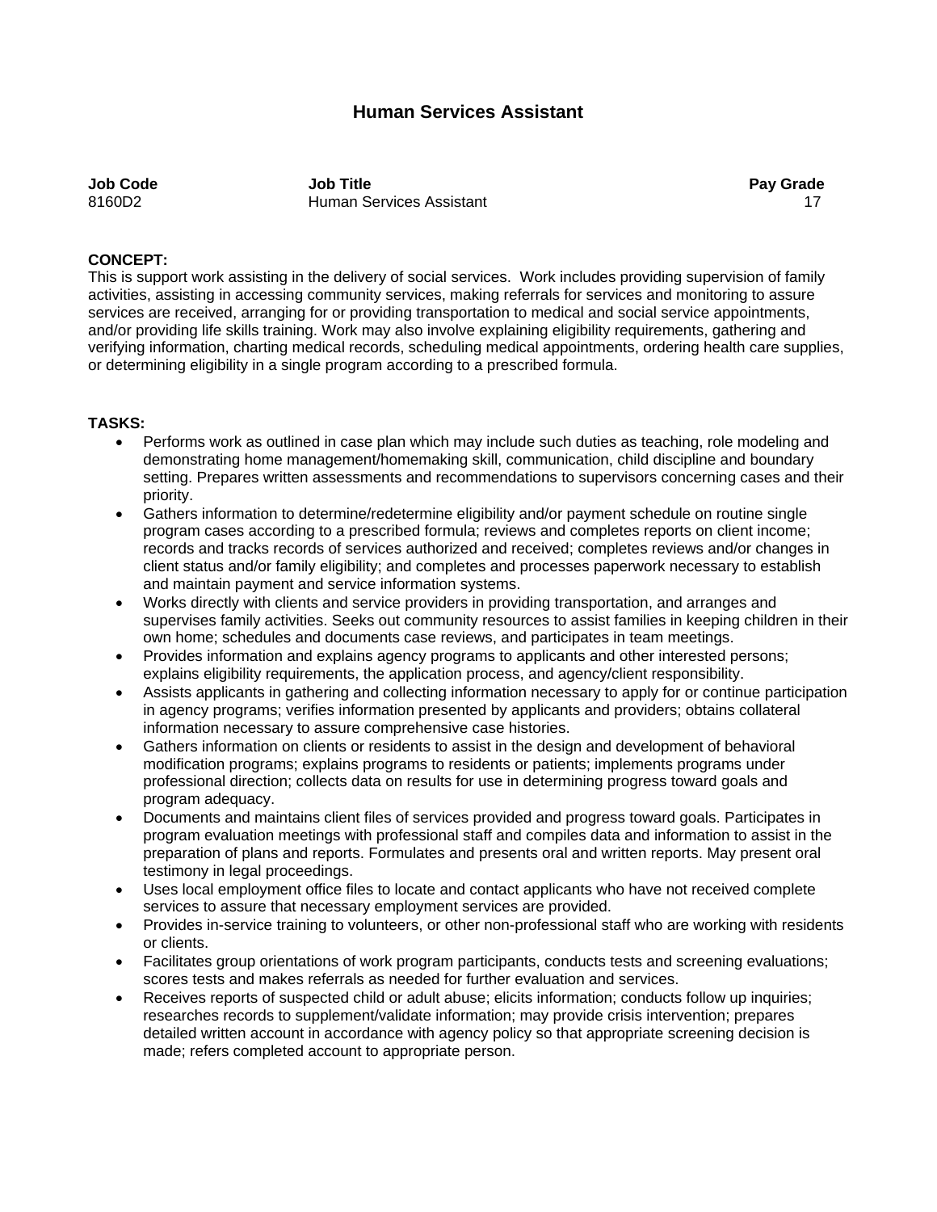# Human Services Assistant

| **Job Code** | **Job Title** | **Pay Grade** |
|---|---|---|
| 8160D2 | Human Services Assistant | 17 |

**CONCEPT:**

This is support work assisting in the delivery of social services. Work includes providing supervision of family activities, assisting in accessing community services, making referrals for services and monitoring to assure services are received, arranging for or providing transportation to medical and social service appointments, and/or providing life skills training. Work may also involve explaining eligibility requirements, gathering and verifying information, charting medical records, scheduling medical appointments, ordering health care supplies, or determining eligibility in a single program according to a prescribed formula.

**TASKS:**

- Performs work as outlined in case plan which may include such duties as teaching, role modeling and demonstrating home management/homemaking skill, communication, child discipline and boundary setting. Prepares written assessments and recommendations to supervisors concerning cases and their priority.
- Gathers information to determine/redetermine eligibility and/or payment schedule on routine single program cases according to a prescribed formula; reviews and completes reports on client income; records and tracks records of services authorized and received; completes reviews and/or changes in client status and/or family eligibility; and completes and processes paperwork necessary to establish and maintain payment and service information systems.
- Works directly with clients and service providers in providing transportation, and arranges and supervises family activities. Seeks out community resources to assist families in keeping children in their own home; schedules and documents case reviews, and participates in team meetings.
- Provides information and explains agency programs to applicants and other interested persons; explains eligibility requirements, the application process, and agency/client responsibility.
- Assists applicants in gathering and collecting information necessary to apply for or continue participation in agency programs; verifies information presented by applicants and providers; obtains collateral information necessary to assure comprehensive case histories.
- Gathers information on clients or residents to assist in the design and development of behavioral modification programs; explains programs to residents or patients; implements programs under professional direction; collects data on results for use in determining progress toward goals and program adequacy.
- Documents and maintains client files of services provided and progress toward goals. Participates in program evaluation meetings with professional staff and compiles data and information to assist in the preparation of plans and reports. Formulates and presents oral and written reports. May present oral testimony in legal proceedings.
- Uses local employment office files to locate and contact applicants who have not received complete services to assure that necessary employment services are provided.
- Provides in-service training to volunteers, or other non-professional staff who are working with residents or clients.
- Facilitates group orientations of work program participants, conducts tests and screening evaluations; scores tests and makes referrals as needed for further evaluation and services.
- Receives reports of suspected child or adult abuse; elicits information; conducts follow up inquiries; researches records to supplement/validate information; may provide crisis intervention; prepares detailed written account in accordance with agency policy so that appropriate screening decision is made; refers completed account to appropriate person.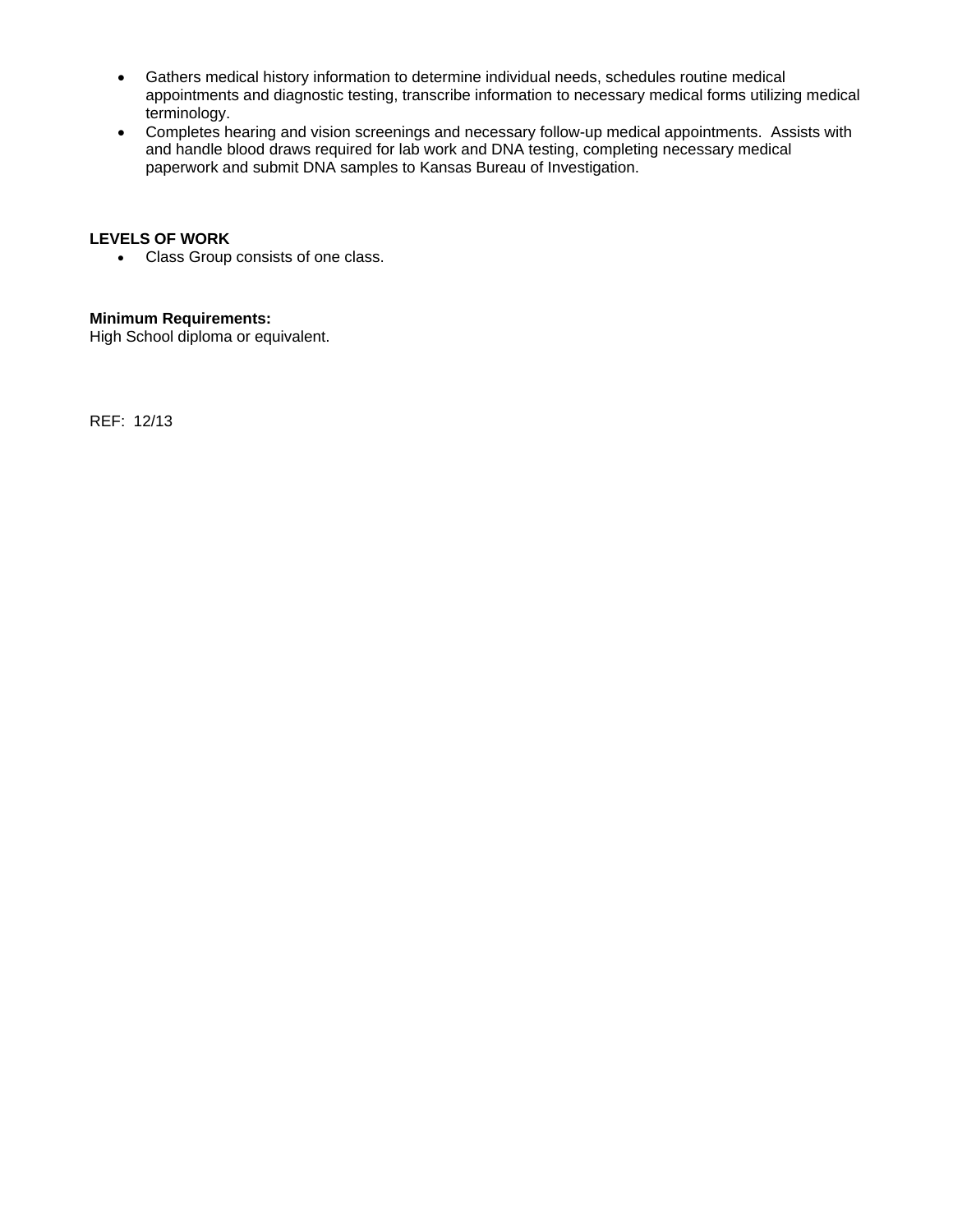- Gathers medical history information to determine individual needs, schedules routine medical appointments and diagnostic testing, transcribe information to necessary medical forms utilizing medical terminology.
- Completes hearing and vision screenings and necessary follow-up medical appointments. Assists with and handle blood draws required for lab work and DNA testing, completing necessary medical paperwork and submit DNA samples to Kansas Bureau of Investigation.

**LEVELS OF WORK**

- Class Group consists of one class.

**Minimum Requirements:**

High School diploma or equivalent.

REF: 12/13